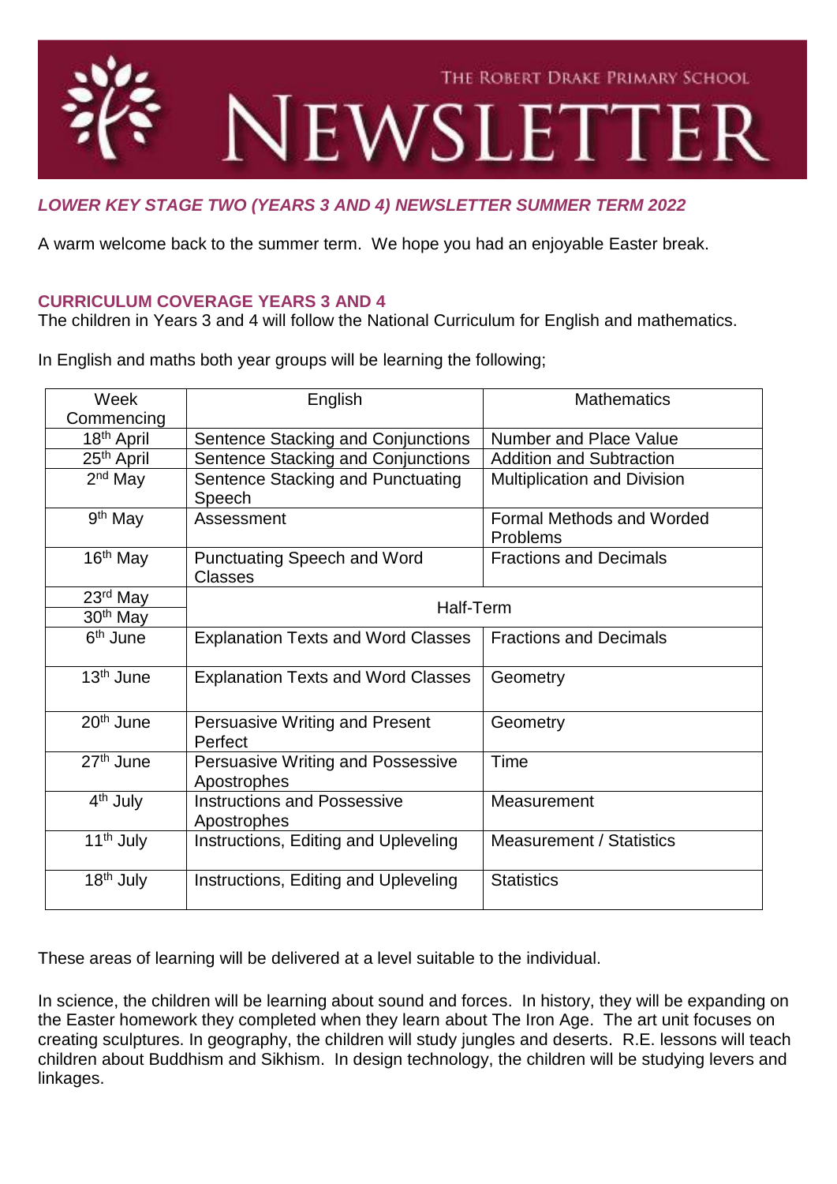THE ROBERT DRAKE PRIMARY SCHOOL

# NEWSLETTER

## *LOWER KEY STAGE TWO (YEARS 3 AND 4) NEWSLETTER SUMMER TERM 2022*

A warm welcome back to the summer term. We hope you had an enjoyable Easter break.

### CURRICULUM COVERAGE YEARS 3 AND 4

The children in Years 3 and 4 will follow the National Curriculum for English and mathematics.

In English and maths both year groups will be learning the following;

| Week Commencing | English | Mathematics |
|---|---|---|
| 18th April | Sentence Stacking and Conjunctions | Number and Place Value |
| 25th April | Sentence Stacking and Conjunctions | Addition and Subtraction |
| 2nd May | Sentence Stacking and Punctuating Speech | Multiplication and Division |
| 9th May | Assessment | Formal Methods and Worded Problems |
| 16th May | Punctuating Speech and Word Classes | Fractions and Decimals |
| 23rd May | Half-Term | |
| 30th May | | |
| 6th June | Explanation Texts and Word Classes | Fractions and Decimals |
| 13th June | Explanation Texts and Word Classes | Geometry |
| 20th June | Persuasive Writing and Present Perfect | Geometry |
| 27th June | Persuasive Writing and Possessive Apostrophes | Time |
| 4th July | Instructions and Possessive Apostrophes | Measurement |
| 11th July | Instructions, Editing and Upleveling | Measurement / Statistics |
| 18th July | Instructions, Editing and Upleveling | Statistics |

These areas of learning will be delivered at a level suitable to the individual.

In science, the children will be learning about sound and forces. In history, they will be expanding on the Easter homework they completed when they learn about The Iron Age. The art unit focuses on creating sculptures. In geography, the children will study jungles and deserts. R.E. lessons will teach children about Buddhism and Sikhism. In design technology, the children will be studying levers and linkages.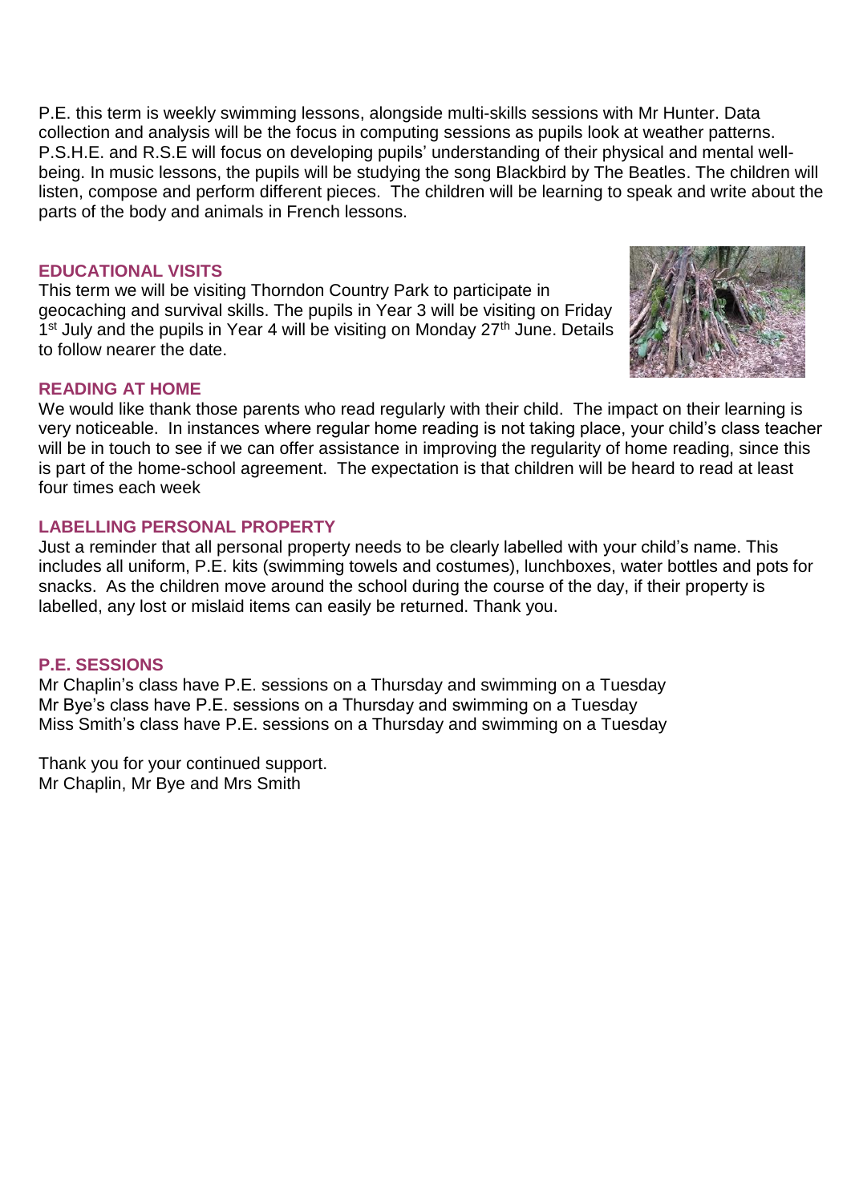P.E. this term is weekly swimming lessons, alongside multi-skills sessions with Mr Hunter. Data collection and analysis will be the focus in computing sessions as pupils look at weather patterns. P.S.H.E. and R.S.E will focus on developing pupils' understanding of their physical and mental well-being. In music lessons, the pupils will be studying the song Blackbird by The Beatles. The children will listen, compose and perform different pieces. The children will be learning to speak and write about the parts of the body and animals in French lessons.

## EDUCATIONAL VISITS

This term we will be visiting Thorndon Country Park to participate in geocaching and survival skills. The pupils in Year 3 will be visiting on Friday 1st July and the pupils in Year 4 will be visiting on Monday 27th June. Details to follow nearer the date.

## READING AT HOME

We would like thank those parents who read regularly with their child. The impact on their learning is very noticeable. In instances where regular home reading is not taking place, your child's class teacher will be in touch to see if we can offer assistance in improving the regularity of home reading, since this is part of the home-school agreement. The expectation is that children will be heard to read at least four times each week

## LABELLING PERSONAL PROPERTY

Just a reminder that all personal property needs to be clearly labelled with your child's name. This includes all uniform, P.E. kits (swimming towels and costumes), lunchboxes, water bottles and pots for snacks. As the children move around the school during the course of the day, if their property is labelled, any lost or mislaid items can easily be returned. Thank you.

## P.E. SESSIONS

Mr Chaplin's class have P.E. sessions on a Thursday and swimming on a Tuesday
Mr Bye's class have P.E. sessions on a Thursday and swimming on a Tuesday
Miss Smith's class have P.E. sessions on a Thursday and swimming on a Tuesday

Thank you for your continued support.
Mr Chaplin, Mr Bye and Mrs Smith